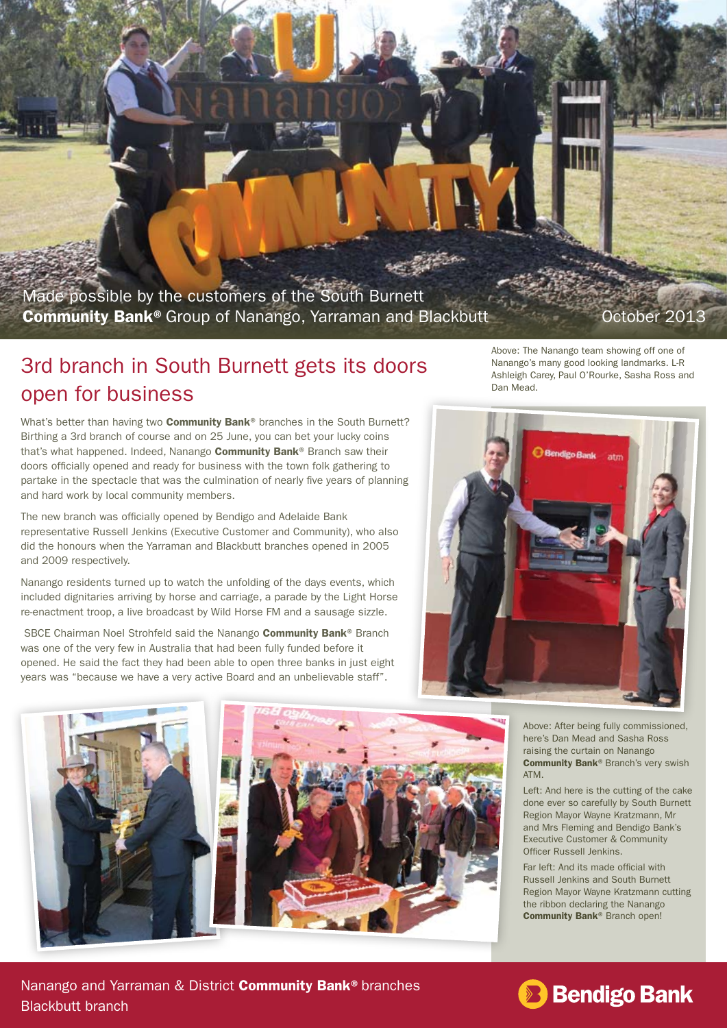Made possible by the customers of the South Burnett **Community Bank®** Group of Nanango, Yarraman and Blackbutt

October 2013

# 3rd branch in South Burnett gets its doors open for business

What's better than having two **Community Bank®** branches in the South Burnett? Birthing a 3rd branch of course and on 25 June, you can bet your lucky coins that's what happened. Indeed, Nanango **Community Bank®** Branch saw their doors officially opened and ready for business with the town folk gathering to partake in the spectacle that was the culmination of nearly five years of planning and hard work by local community members.

The new branch was officially opened by Bendigo and Adelaide Bank representative Russell Jenkins (Executive Customer and Community), who also did the honours when the Yarraman and Blackbutt branches opened in 2005 and 2009 respectively.

Nanango residents turned up to watch the unfolding of the days events, which included dignitaries arriving by horse and carriage, a parade by the Light Horse re-enactment troop, a live broadcast by Wild Horse FM and a sausage sizzle.

SBCE Chairman Noel Strohfeld said the Nanango **Community Bank®** Branch was one of the very few in Australia that had been fully funded before it opened. He said the fact they had been able to open three banks in just eight years was "because we have a very active Board and an unbelievable staff".

Above: The Nanango team showing off one of Nanango's many good looking landmarks. L-R Ashleigh Carey, Paul O'Rourke, Sasha Ross and Dan Mead.

Above: After being fully commissioned, here's Dan Mead and Sasha Ross raising the curtain on Nanango **Community Bank®** Branch's very swish ATM.

Left: And here is the cutting of the cake done ever so carefully by South Burnett Region Mayor Wayne Kratzmann, Mr and Mrs Fleming and Bendigo Bank's Executive Customer & Community Officer Russell Jenkins.

Far left: And its made official with Russell Jenkins and South Burnett Region Mayor Wayne Kratzmann cutting the ribbon declaring the Nanango **Community Bank®** Branch open!

Nanango and Yarraman & District **Community Bank®** branches
Blackbutt branch

Bendigo Bank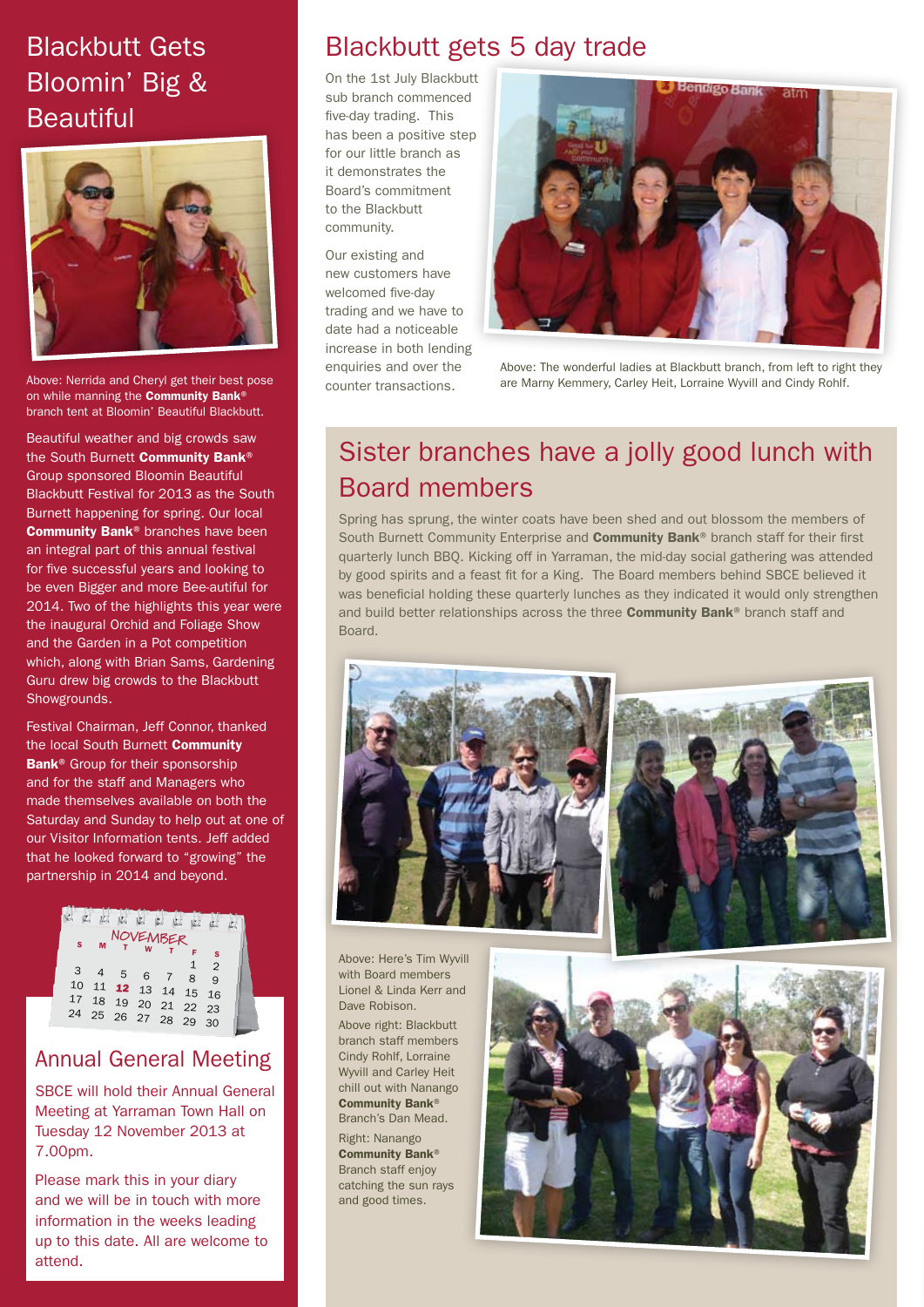# Blackbutt Gets Bloomin' Big & Beautiful

Above: Nerrida and Cheryl get their best pose on while manning the **Community Bank**® branch tent at Bloomin' Beautiful Blackbutt.

Beautiful weather and big crowds saw the South Burnett **Community Bank**® Group sponsored Bloomin Beautiful Blackbutt Festival for 2013 as the South Burnett happening for spring. Our local **Community Bank**® branches have been an integral part of this annual festival for five successful years and looking to be even Bigger and more Bee-autiful for 2014. Two of the highlights this year were the inaugural Orchid and Foliage Show and the Garden in a Pot competition which, along with Brian Sams, Gardening Guru drew big crowds to the Blackbutt Showgrounds.

Festival Chairman, Jeff Connor, thanked the local South Burnett **Community Bank**® Group for their sponsorship and for the staff and Managers who made themselves available on both the Saturday and Sunday to help out at one of our Visitor Information tents. Jeff added that he looked forward to "growing" the partnership in 2014 and beyond.

## Annual General Meeting

SBCE will hold their Annual General Meeting at Yarraman Town Hall on Tuesday 12 November 2013 at 7.00pm.

Please mark this in your diary and we will be in touch with more information in the weeks leading up to this date. All are welcome to attend.

# Blackbutt gets 5 day trade

On the 1st July Blackbutt sub branch commenced five-day trading. This has been a positive step for our little branch as it demonstrates the Board's commitment to the Blackbutt community.

Our existing and new customers have welcomed five-day trading and we have to date had a noticeable increase in both lending enquiries and over the counter transactions.

Above: The wonderful ladies at Blackbutt branch, from left to right they are Marny Kemmery, Carley Heit, Lorraine Wyvill and Cindy Rohlf.

# Sister branches have a jolly good lunch with Board members

Spring has sprung, the winter coats have been shed and out blossom the members of South Burnett Community Enterprise and **Community Bank**® branch staff for their first quarterly lunch BBQ. Kicking off in Yarraman, the mid-day social gathering was attended by good spirits and a feast fit for a King. The Board members behind SBCE believed it was beneficial holding these quarterly lunches as they indicated it would only strengthen and build better relationships across the three **Community Bank**® branch staff and Board.

Above: Here's Tim Wyvill with Board members Lionel & Linda Kerr and Dave Robison.

Above right: Blackbutt branch staff members Cindy Rohlf, Lorraine Wyvill and Carley Heit chill out with Nanango **Community Bank**® Branch's Dan Mead.

Right: Nanango **Community Bank**® Branch staff enjoy catching the sun rays and good times.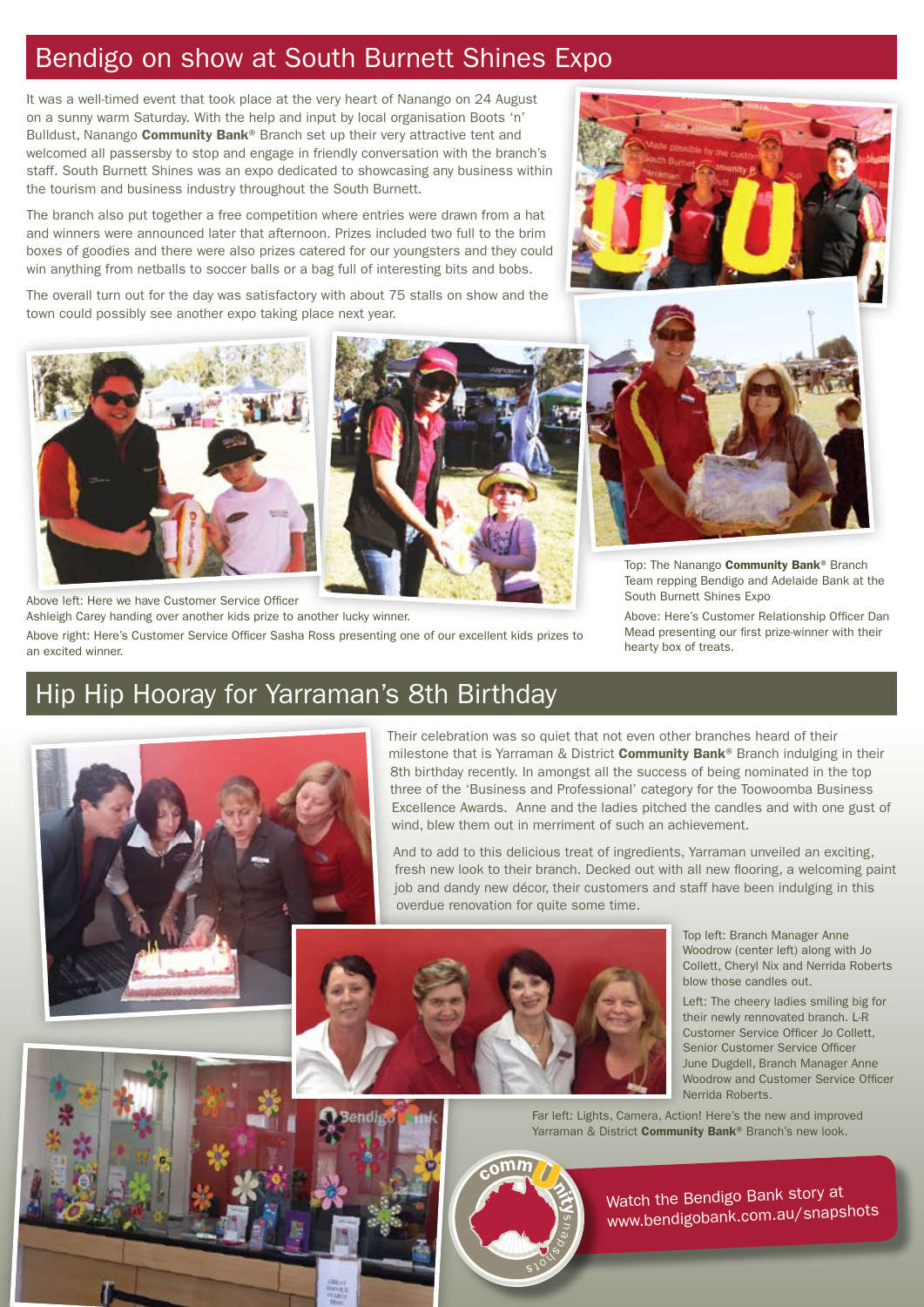## Bendigo on show at South Burnett Shines Expo

It was a well-timed event that took place at the very heart of Nanango on 24 August on a sunny warm Saturday. With the help and input by local organisation Boots 'n' Bulldust, Nanango **Community Bank**® Branch set up their very attractive tent and welcomed all passersby to stop and engage in friendly conversation with the branch's staff. South Burnett Shines was an expo dedicated to showcasing any business within the tourism and business industry throughout the South Burnett.

The branch also put together a free competition where entries were drawn from a hat and winners were announced later that afternoon. Prizes included two full to the brim boxes of goodies and there were also prizes catered for our youngsters and they could win anything from netballs to soccer balls or a bag full of interesting bits and bobs.

The overall turn out for the day was satisfactory with about 75 stalls on show and the town could possibly see another expo taking place next year.

Above left: Here we have Customer Service Officer Ashleigh Carey handing over another kids prize to another lucky winner.

Above right: Here's Customer Service Officer Sasha Ross presenting one of our excellent kids prizes to an excited winner.

Top: The Nanango **Community Bank**® Branch Team repping Bendigo and Adelaide Bank at the South Burnett Shines Expo

Above: Here's Customer Relationship Officer Dan Mead presenting our first prize-winner with their hearty box of treats.

## Hip Hip Hooray for Yarraman's 8th Birthday

Their celebration was so quiet that not even other branches heard of their milestone that is Yarraman & District **Community Bank**® Branch indulging in their 8th birthday recently. In amongst all the success of being nominated in the top three of the 'Business and Professional' category for the Toowoomba Business Excellence Awards. Anne and the ladies pitched the candles and with one gust of wind, blew them out in merriment of such an achievement.

And to add to this delicious treat of ingredients, Yarraman unveiled an exciting, fresh new look to their branch. Decked out with all new flooring, a welcoming paint job and dandy new décor, their customers and staff have been indulging in this overdue renovation for quite some time.

Top left: Branch Manager Anne Woodrow (center left) along with Jo Collett, Cheryl Nix and Nerrida Roberts blow those candles out.

Left: The cheery ladies smiling big for their newly rennovated branch. L-R Customer Service Officer Jo Collett, Senior Customer Service Officer June Dugdell, Branch Manager Anne Woodrow and Customer Service Officer Nerrida Roberts.

Far left: Lights, Camera, Action! Here's the new and improved Yarraman & District **Community Bank**® Branch's new look.

Watch the Bendigo Bank story at www.bendigobank.com.au/snapshots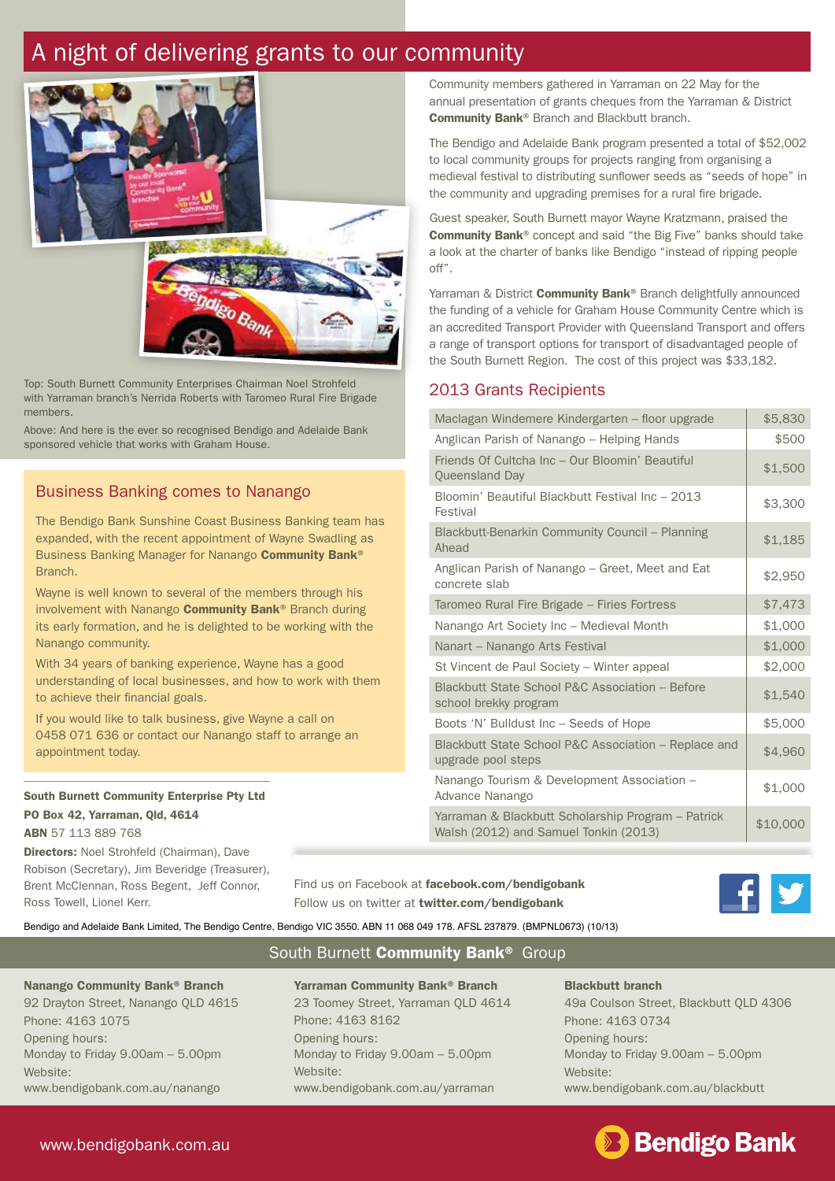# A night of delivering grants to our community

Top: South Burnett Community Enterprises Chairman Noel Strohfeld with Yarraman branch's Nerrida Roberts with Taromeo Rural Fire Brigade members.

Above: And here is the ever so recognised Bendigo and Adelaide Bank sponsored vehicle that works with Graham House.

Community members gathered in Yarraman on 22 May for the annual presentation of grants cheques from the Yarraman & District **Community Bank**® Branch and Blackbutt branch.

The Bendigo and Adelaide Bank program presented a total of $52,002 to local community groups for projects ranging from organising a medieval festival to distributing sunflower seeds as "seeds of hope" in the community and upgrading premises for a rural fire brigade.

Guest speaker, South Burnett mayor Wayne Kratzmann, praised the **Community Bank**® concept and said "the Big Five" banks should take a look at the charter of banks like Bendigo "instead of ripping people off".

Yarraman & District **Community Bank**® Branch delightfully announced the funding of a vehicle for Graham House Community Centre which is an accredited Transport Provider with Queensland Transport and offers a range of transport options for transport of disadvantaged people of the South Burnett Region. The cost of this project was $33,182.

## 2013 Grants Recipients

| | |
|---|---|
| Maclagan Windemere Kindergarten – floor upgrade | $5,830 |
| Anglican Parish of Nanango – Helping Hands | $500 |
| Friends Of Cultcha Inc – Our Bloomin' Beautiful Queensland Day | $1,500 |
| Bloomin' Beautiful Blackbutt Festival Inc – 2013 Festival | $3,300 |
| Blackbutt-Benarkin Community Council – Planning Ahead | $1,185 |
| Anglican Parish of Nanango – Greet, Meet and Eat concrete slab | $2,950 |
| Taromeo Rural Fire Brigade – Firies Fortress | $7,473 |
| Nanango Art Society Inc – Medieval Month | $1,000 |
| Nanart – Nanango Arts Festival | $1,000 |
| St Vincent de Paul Society – Winter appeal | $2,000 |
| Blackbutt State School P&C Association – Before school brekky program | $1,540 |
| Boots 'N' Bulldust Inc – Seeds of Hope | $5,000 |
| Blackbutt State School P&C Association – Replace and upgrade pool steps | $4,960 |
| Nanango Tourism & Development Association – Advance Nanango | $1,000 |
| Yarraman & Blackbutt Scholarship Program – Patrick Walsh (2012) and Samuel Tonkin (2013) | $10,000 |

## Business Banking comes to Nanango

The Bendigo Bank Sunshine Coast Business Banking team has expanded, with the recent appointment of Wayne Swadling as Business Banking Manager for Nanango **Community Bank**® Branch.

Wayne is well known to several of the members through his involvement with Nanango **Community Bank**® Branch during its early formation, and he is delighted to be working with the Nanango community.

With 34 years of banking experience, Wayne has a good understanding of local businesses, and how to work with them to achieve their financial goals.

If you would like to talk business, give Wayne a call on 0458 071 636 or contact our Nanango staff to arrange an appointment today.

**South Burnett Community Enterprise Pty Ltd**
**PO Box 42, Yarraman, Qld, 4614**
**ABN** 57 113 889 768

**Directors:** Noel Strohfeld (Chairman), Dave Robison (Secretary), Jim Beveridge (Treasurer), Brent McClennan, Ross Begent, Jeff Connor, Ross Towell, Lionel Kerr.

Find us on Facebook at **facebook.com/bendigobank**
Follow us on twitter at **twitter.com/bendigobank**

Bendigo and Adelaide Bank Limited, The Bendigo Centre, Bendigo VIC 3550. ABN 11 068 049 178. AFSL 237879. (BMPNL0673) (10/13)

## South Burnett **Community Bank**® Group

**Nanango Community Bank® Branch**
92 Drayton Street, Nanango QLD 4615
Phone: 4163 1075
Opening hours:
Monday to Friday 9.00am – 5.00pm
Website:
www.bendigobank.com.au/nanango

**Yarraman Community Bank® Branch**
23 Toomey Street, Yarraman QLD 4614
Phone: 4163 8162
Opening hours:
Monday to Friday 9.00am – 5.00pm
Website:
www.bendigobank.com.au/yarraman

**Blackbutt branch**
49a Coulson Street, Blackbutt QLD 4306
Phone: 4163 0734
Opening hours:
Monday to Friday 9.00am – 5.00pm
Website:
www.bendigobank.com.au/blackbutt

www.bendigobank.com.au

Bendigo Bank